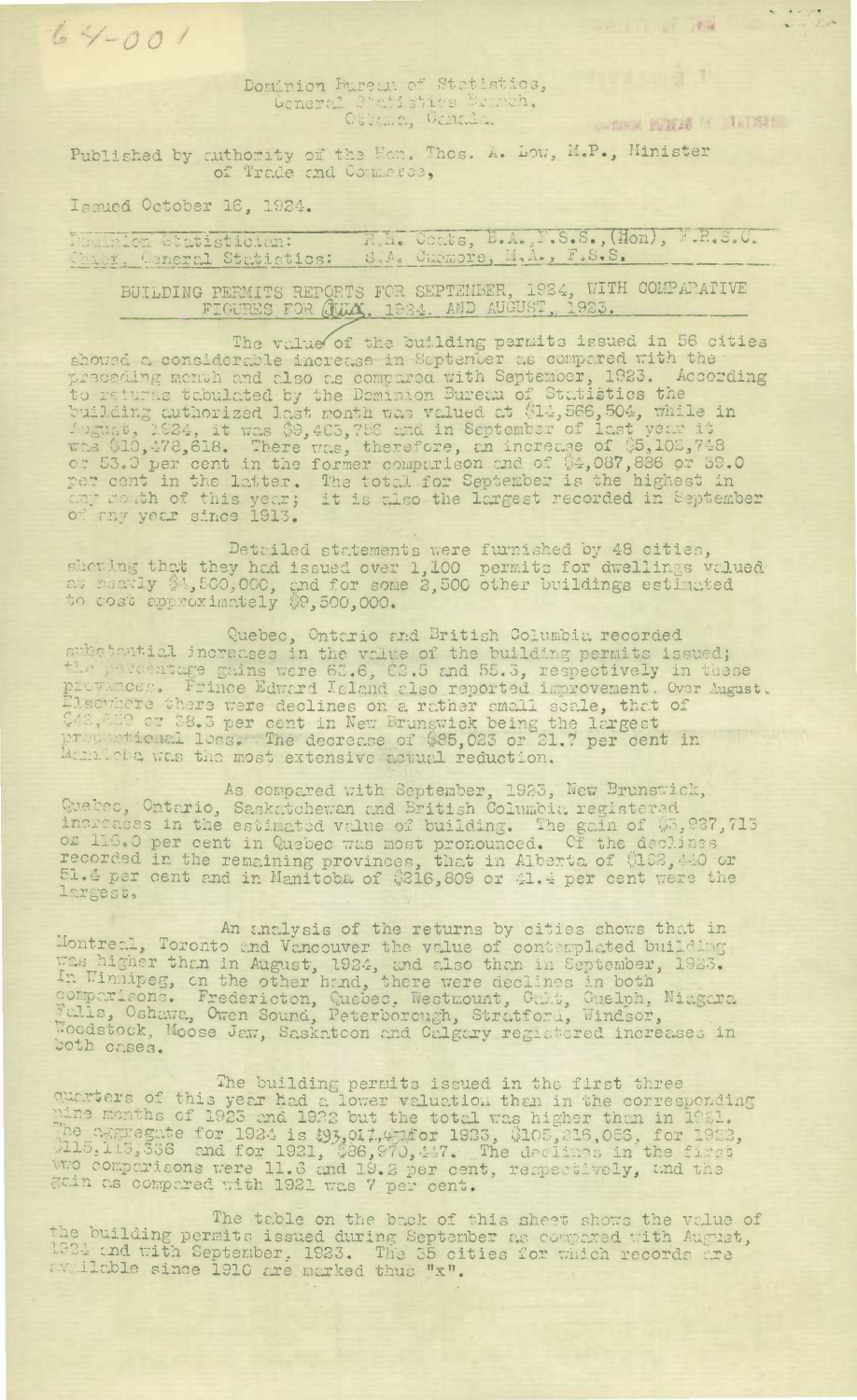64-001

Dominion Bureau of Statistics,
General Statistics Branch,
Ottawa, Canada.

Published by authority of the Hon. Thos. A. Low, M.P., Minister of Trade and Commerce,

Issued October 16, 1924.

Dominion Statistician: R.H. Coats, B.A., F.S.S., (Hon), F.R.S.C.
Chief, General Statistics: S.A. Cudmore, M.A., F.S.S.

## BUILDING PERMITS REPORTS FOR SEPTEMBER, 1924, WITH COMPARATIVE FIGURES FOR AUGUST, 1924, AND AUGUST, 1923.

The value of the building permits issued in 56 cities showed a considerable increase in September as compared with the preceding month and also as compared with September, 1923. According to returns tabulated by the Dominion Bureau of Statistics the building authorized last month was valued at $14,566,504, while in August, 1924, it was $9,463,758 and in September of last year it was $10,478,618. There was, therefore, an increase of $5,102,748 or 53.9 per cent in the former comparison and of $4,087,886 or 39.0 per cent in the latter. The total for September is the highest in any month of this year; it is also the largest recorded in September of any year since 1913.

Detailed statements were furnished by 48 cities, showing that they had issued over 1,100 permits for dwellings valued at nearly $4,500,000, and for some 2,500 other buildings estimated to cost approximately $9,500,000.

Quebec, Ontario and British Columbia recorded substantial increases in the value of the building permits issued; the percentage gains were 62.6, 62.5 and 55.3, respectively in these provinces. Prince Edward Island also reported improvement. Over August. Elsewhere there were declines on a rather small scale, that of $48,509 or 38.3 per cent in New Brunswick being the largest proportional loss. The decrease of $85,023 or 21.7 per cent in Manitoba was the most extensive actual reduction.

As compared with September, 1923, New Brunswick, Quebec, Ontario, Saskatchewan and British Columbia registered increases in the estimated value of building. The gain of $3,937,713 or 116.0 per cent in Quebec was most pronounced. Of the declines recorded in the remaining provinces, that in Alberta of $198,440 or 51.4 per cent and in Manitoba of $216,809 or 41.4 per cent were the largest.

An analysis of the returns by cities shows that in Montreal, Toronto and Vancouver the value of contemplated building was higher than in August, 1924, and also than in September, 1923. In Winnipeg, on the other hand, there were declines in both comparisons. Fredericton, Quebec, Westmount, Galt, Guelph, Niagara Falls, Oshawa, Owen Sound, Peterborough, Stratford, Windsor, Woodstock, Moose Jaw, Saskatoon and Calgary registered increases in both cases.

The building permits issued in the first three quarters of this year had a lower valuation than in the corresponding nine months of 1923 and 1922 but the total was higher than in 1921. The aggregate for 1924 is $93,017,452, for 1923, $105,216,056, for 1922, $115,115,336 and for 1921, $86,970,447. The declines in the first two comparisons were 11.6 and 19.2 per cent, respectively, and the gain as compared with 1921 was 7 per cent.

The table on the back of this sheet shows the value of the building permits issued during September as compared with August, 1924 and with September, 1923. The 35 cities for which records are available since 1910 are marked thus "x".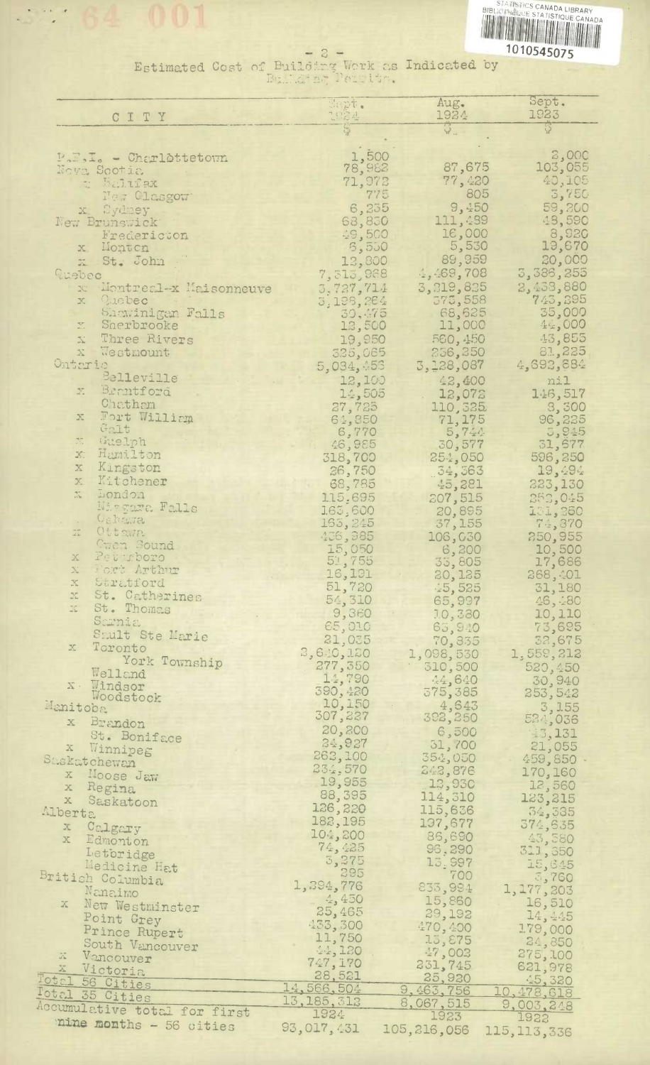Estimated Cost of Building Work as Indicated by Building Permits.

| CITY | Sept. 1924 | Aug. 1924 | Sept. 1923 |
|---|---|---|---|
| | $ | $ | $ |
| P.E.I. - Charlottetown | 1,500 | | 2,000 |
| Nova Scotia | 78,982 | 87,675 | 103,055 |
| x Halifax | 71,972 | 77,420 | 40,105 |
| New Glasgow | 775 | 805 | 3,750 |
| x Sydney | 6,235 | 9,450 | 59,200 |
| New Brunswick | 68,830 | 111,439 | 48,590 |
| Fredericton | 49,500 | 16,000 | 8,920 |
| x Moncton | 6,530 | 5,530 | 19,670 |
| x St. John | 12,800 | 89,959 | 20,000 |
| Quebec | 7,313,988 | 4,469,708 | 3,386,255 |
| x Montreal-x Maisonneuve | 3,727,714 | 3,319,835 | 2,438,880 |
| x Quebec | 3,198,284 | 373,558 | 743,295 |
| Shawinigan Falls | 30,475 | 68,625 | 35,000 |
| x Sherbrooke | 12,500 | 11,000 | 44,000 |
| x Three Rivers | 19,950 | 560,450 | 43,855 |
| x Westmount | 325,065 | 236,250 | 81,225 |
| Ontario | 5,034,456 | 3,128,087 | 4,693,684 |
| Belleville | 12,100 | 42,400 | nil |
| x Brantford | 14,505 | 12,072 | 146,517 |
| Chatham | 27,725 | 110,325 | 8,300 |
| x Fort William | 64,850 | 71,175 | 96,225 |
| Galt | 6,770 | 5,744 | 5,945 |
| x Guelph | 46,985 | 30,577 | 31,677 |
| x Hamilton | 318,700 | 254,050 | 596,250 |
| x Kingston | 26,750 | 34,363 | 19,494 |
| x Kitchener | 68,785 | 45,281 | 223,130 |
| x London | 115,695 | 207,515 | 252,045 |
| Niagara Falls | 165,600 | 20,895 | 121,250 |
| Oshawa | 165,245 | 37,155 | 74,370 |
| x Ottawa | 436,985 | 106,030 | 250,955 |
| Owen Sound | 15,050 | 6,200 | 10,500 |
| x Peterboro | 51,755 | 33,805 | 17,686 |
| x Port Arthur | 16,191 | 20,125 | 268,401 |
| x Stratford | 51,720 | 45,525 | 31,180 |
| x St. Catherines | 54,310 | 65,997 | 46,480 |
| x St. Thomas | 9,360 | 10,380 | 10,110 |
| Sarnia | 65,010 | 65,940 | 73,695 |
| Sault Ste Marie | 21,035 | 70,835 | 32,675 |
| x Toronto | 2,640,120 | 1,098,530 | 1,559,212 |
| York Township | 277,350 | 310,500 | 520,450 |
| Welland | 14,790 | 44,640 | 30,940 |
| x Windsor | 390,420 | 375,385 | 253,542 |
| Woodstock | 10,150 | 4,643 | 3,155 |
| Manitoba | 307,227 | 392,250 | 524,036 |
| x Brandon | 20,200 | 6,500 | 43,131 |
| St. Boniface | 24,927 | 31,700 | 21,055 |
| x Winnipeg | 262,100 | 354,050 | 459,850 |
| Saskatchewan | 234,570 | 242,876 | 170,160 |
| x Moose Jaw | 19,955 | 12,930 | 12,560 |
| x Regina | 88,395 | 114,310 | 123,215 |
| x Saskatoon | 126,220 | 115,636 | 34,385 |
| Alberta | 182,195 | 137,677 | 374,635 |
| x Calgary | 104,200 | 86,690 | 43,580 |
| x Edmonton | 74,425 | 96,290 | 311,350 |
| Lethbridge | 3,275 | 13,997 | 15,645 |
| Medicine Hat | 295 | 700 | 3,760 |
| British Columbia | 1,394,776 | 833,994 | 1,177,203 |
| Nanaimo | 4,450 | 15,860 | 16,510 |
| x New Westminster | 25,465 | 29,192 | 14,445 |
| Point Grey | 433,300 | 470,400 | 179,000 |
| Prince Rupert | 11,750 | 13,875 | 24,850 |
| South Vancouver | 44,120 | 47,003 | 275,100 |
| x Vancouver | 747,170 | 231,745 | 621,978 |
| x Victoria | 28,521 | 25,920 | 45,320 |
| Total 56 Cities | 14,566,504 | 9,463,756 | 10,478,618 |
| Total 35 Cities | 13,185,313 | 8,067,515 | 9,003,248 |
| Accumulative total for first nine months - 56 cities | 1924<br>93,017,431 | 1923<br>105,216,056 | 1922<br>115,113,336 |